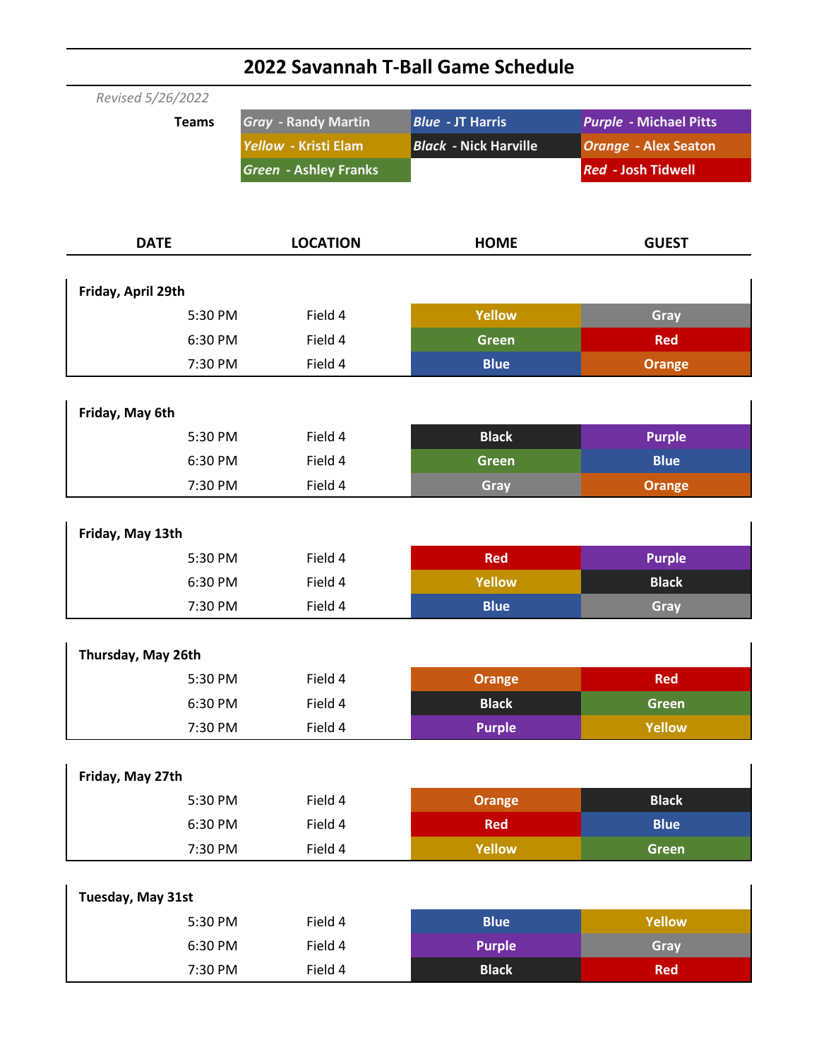# 2022 Savannah T-Ball Game Schedule

*Revised 5/26/2022*

**Teams**

| | | |
|---|---|---|
| *Gray* - Randy Martin | *Blue* - JT Harris | *Purple* - Michael Pitts |
| *Yellow* - Kristi Elam | *Black* - Nick Harville | *Orange* - Alex Seaton |
| *Green* - Ashley Franks | | *Red* - Josh Tidwell |

| DATE | LOCATION | HOME | GUEST |
|---|---|---|---|
| **Friday, April 29th** | | | |
| 5:30 PM | Field 4 | Yellow | Gray |
| 6:30 PM | Field 4 | Green | Red |
| 7:30 PM | Field 4 | Blue | Orange |
| **Friday, May 6th** | | | |
| 5:30 PM | Field 4 | Black | Purple |
| 6:30 PM | Field 4 | Green | Blue |
| 7:30 PM | Field 4 | Gray | Orange |
| **Friday, May 13th** | | | |
| 5:30 PM | Field 4 | Red | Purple |
| 6:30 PM | Field 4 | Yellow | Black |
| 7:30 PM | Field 4 | Blue | Gray |
| **Thursday, May 26th** | | | |
| 5:30 PM | Field 4 | Orange | Red |
| 6:30 PM | Field 4 | Black | Green |
| 7:30 PM | Field 4 | Purple | Yellow |
| **Friday, May 27th** | | | |
| 5:30 PM | Field 4 | Orange | Black |
| 6:30 PM | Field 4 | Red | Blue |
| 7:30 PM | Field 4 | Yellow | Green |
| **Tuesday, May 31st** | | | |
| 5:30 PM | Field 4 | Blue | Yellow |
| 6:30 PM | Field 4 | Purple | Gray |
| 7:30 PM | Field 4 | Black | Red |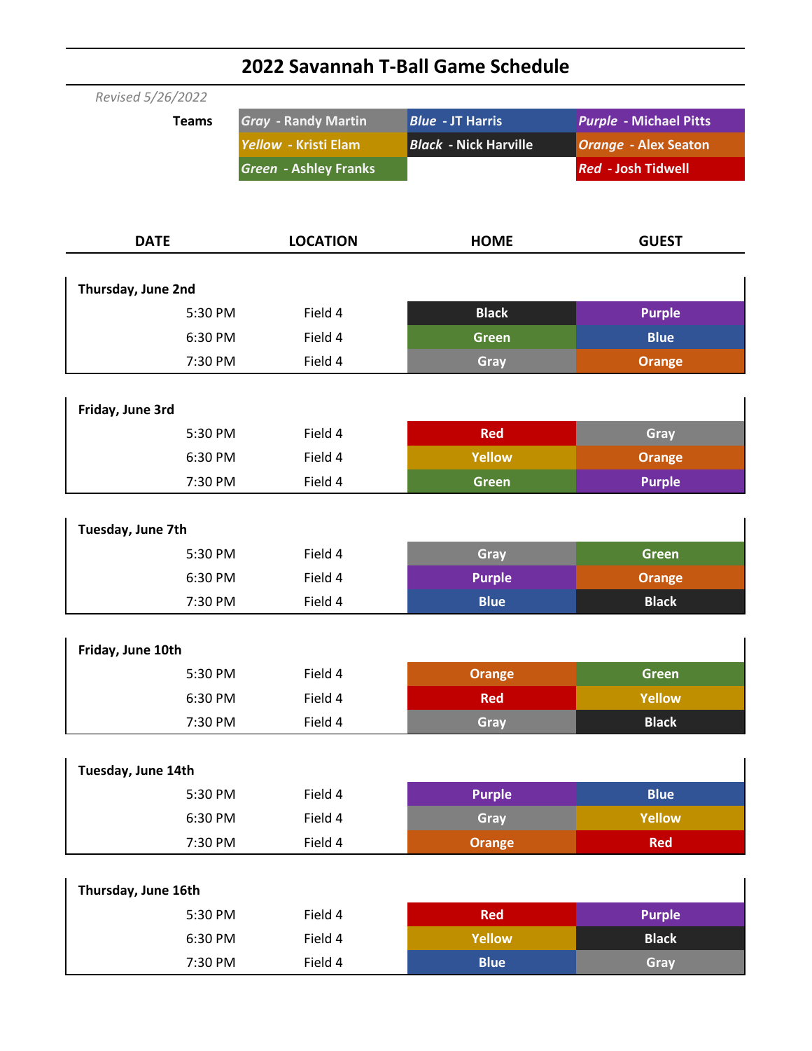# 2022 Savannah T-Ball Game Schedule

*Revised 5/26/2022*

| Teams | | | |
|---|---|---|---|
| | *Gray* - Randy Martin | *Blue* - JT Harris | *Purple* - Michael Pitts |
| | *Yellow* - Kristi Elam | *Black* - Nick Harville | *Orange* - Alex Seaton |
| | *Green* - Ashley Franks | | *Red* - Josh Tidwell |

| DATE | LOCATION | HOME | GUEST |
|---|---|---|---|
| **Thursday, June 2nd** | | | |
| 5:30 PM | Field 4 | Black | Purple |
| 6:30 PM | Field 4 | Green | Blue |
| 7:30 PM | Field 4 | Gray | Orange |
| **Friday, June 3rd** | | | |
| 5:30 PM | Field 4 | Red | Gray |
| 6:30 PM | Field 4 | Yellow | Orange |
| 7:30 PM | Field 4 | Green | Purple |
| **Tuesday, June 7th** | | | |
| 5:30 PM | Field 4 | Gray | Green |
| 6:30 PM | Field 4 | Purple | Orange |
| 7:30 PM | Field 4 | Blue | Black |
| **Friday, June 10th** | | | |
| 5:30 PM | Field 4 | Orange | Green |
| 6:30 PM | Field 4 | Red | Yellow |
| 7:30 PM | Field 4 | Gray | Black |
| **Tuesday, June 14th** | | | |
| 5:30 PM | Field 4 | Purple | Blue |
| 6:30 PM | Field 4 | Gray | Yellow |
| 7:30 PM | Field 4 | Orange | Red |
| **Thursday, June 16th** | | | |
| 5:30 PM | Field 4 | Red | Purple |
| 6:30 PM | Field 4 | Yellow | Black |
| 7:30 PM | Field 4 | Blue | Gray |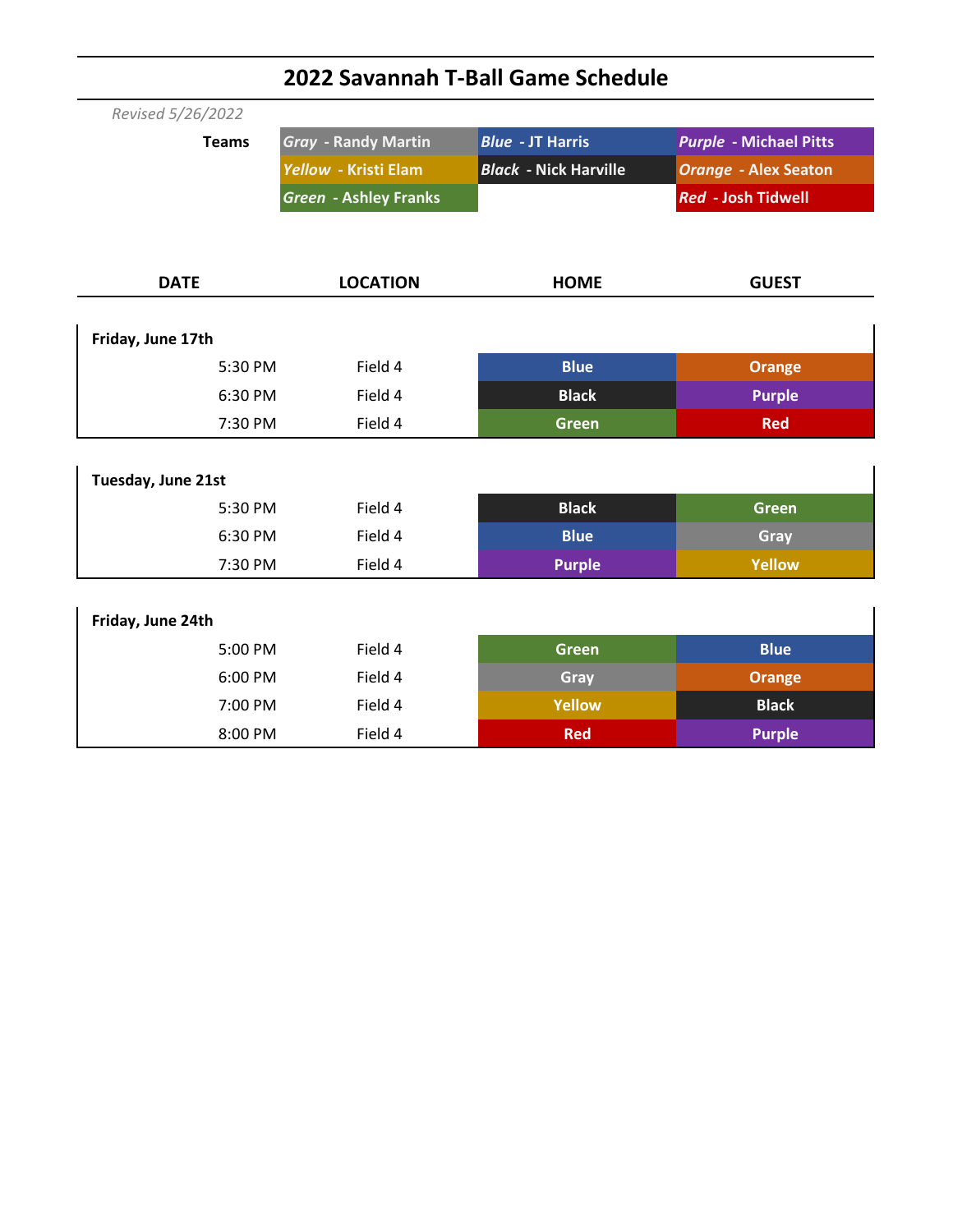# 2022 Savannah T-Ball Game Schedule

*Revised 5/26/2022*

| Teams | | | |
|---|---|---|---|
| | ***Gray*** **- Randy Martin** | ***Blue*** **- JT Harris** | ***Purple*** **- Michael Pitts** |
| | ***Yellow*** **- Kristi Elam** | ***Black*** **- Nick Harville** | ***Orange*** **- Alex Seaton** |
| | ***Green*** **- Ashley Franks** | | ***Red*** **- Josh Tidwell** |

| DATE | LOCATION | HOME | GUEST |
|---|---|---|---|
| **Friday, June 17th** | | | |
| 5:30 PM | Field 4 | Blue | Orange |
| 6:30 PM | Field 4 | Black | Purple |
| 7:30 PM | Field 4 | Green | Red |
| **Tuesday, June 21st** | | | |
| 5:30 PM | Field 4 | Black | Green |
| 6:30 PM | Field 4 | Blue | Gray |
| 7:30 PM | Field 4 | Purple | Yellow |
| **Friday, June 24th** | | | |
| 5:00 PM | Field 4 | Green | Blue |
| 6:00 PM | Field 4 | Gray | Orange |
| 7:00 PM | Field 4 | Yellow | Black |
| 8:00 PM | Field 4 | Red | Purple |